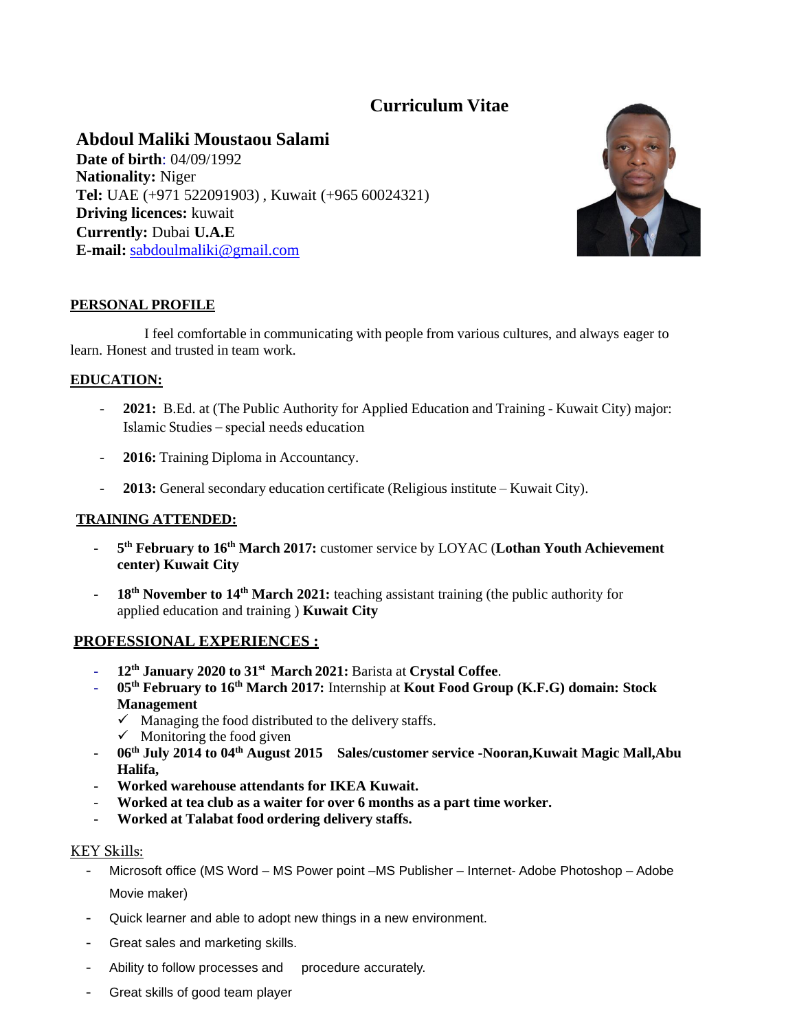# Curriculum Vitae

## Abdoul Maliki Moustaou Salami

**Date of birth**: 04/09/1992
**Nationality:** Niger
**Tel:** UAE (+971 522091903) , Kuwait (+965 60024321)
**Driving licences:** kuwait
**Currently:** Dubai **U.A.E**
**E-mail:** sabdoulmaliki@gmail.com

## PERSONAL PROFILE

I feel comfortable in communicating with people from various cultures, and always eager to learn. Honest and trusted in team work.

## EDUCATION:

- **2021:** B.Ed. at (The Public Authority for Applied Education and Training - Kuwait City) major: Islamic Studies – special needs education
- **2016:** Training Diploma in Accountancy.
- **2013:** General secondary education certificate (Religious institute – Kuwait City).

## TRAINING ATTENDED:

- **5th February to 16th March 2017:** customer service by LOYAC (**Lothan Youth Achievement center) Kuwait City**
- **18th November to 14th March 2021:** teaching assistant training (the public authority for applied education and training ) **Kuwait City**

## PROFESSIONAL EXPERIENCES :

- **12th January 2020 to 31st March 2021:** Barista at **Crystal Coffee**.
- **05th February to 16th March 2017:** Internship at **Kout Food Group (K.F.G) domain: Stock Management**
  - ✓ Managing the food distributed to the delivery staffs.
  - ✓ Monitoring the food given
- **06th July 2014 to 04th August 2015 Sales/customer service -Nooran,Kuwait Magic Mall,Abu Halifa,**
- **Worked warehouse attendants for IKEA Kuwait.**
- **Worked at tea club as a waiter for over 6 months as a part time worker.**
- **Worked at Talabat food ordering delivery staffs.**

## KEY Skills:

- Microsoft office (MS Word – MS Power point –MS Publisher – Internet- Adobe Photoshop – Adobe Movie maker)
- Quick learner and able to adopt new things in a new environment.
- Great sales and marketing skills.
- Ability to follow processes and procedure accurately.
- Great skills of good team player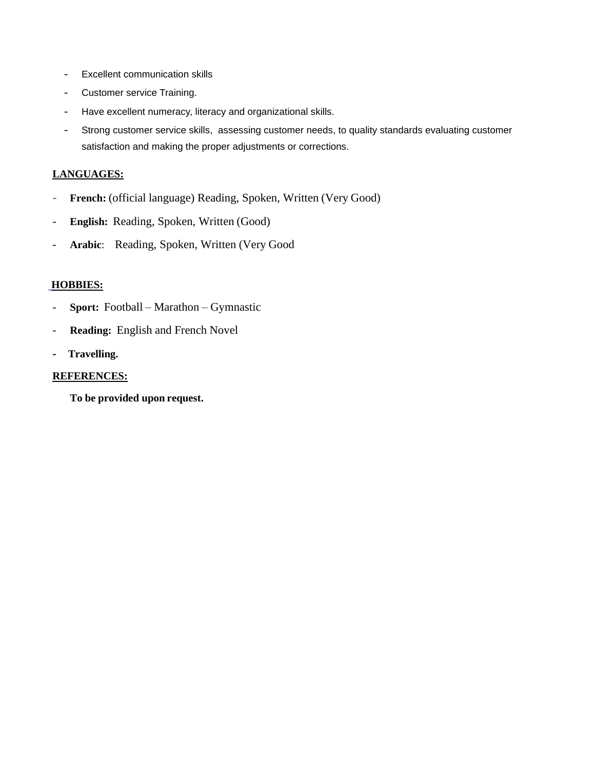- Excellent communication skills
- Customer service Training.
- Have excellent numeracy, literacy and organizational skills.
- Strong customer service skills,  assessing customer needs, to quality standards evaluating customer satisfaction and making the proper adjustments or corrections.

## LANGUAGES:

- **French:** (official language) Reading, Spoken, Written (Very Good)
- **English:** Reading, Spoken, Written (Good)
- **Arabic**: Reading, Spoken, Written (Very Good

## HOBBIES:

- **Sport:** Football – Marathon – Gymnastic
- **Reading:** English and French Novel
- **Travelling.**

## REFERENCES:

**To be provided upon request.**